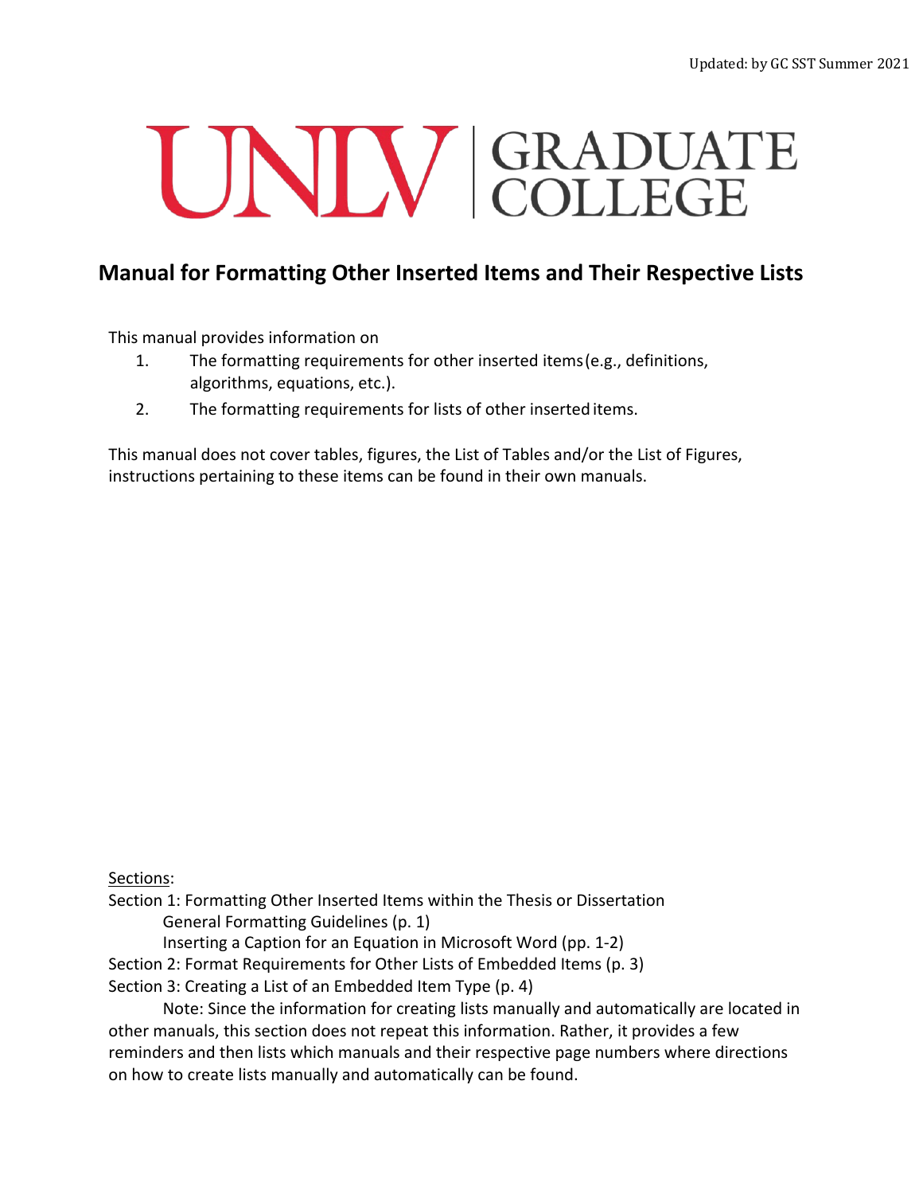Updated: by GC SST Summer 2021

UNLV | GRADUATE COLLEGE

# Manual for Formatting Other Inserted Items and Their Respective Lists

This manual provides information on

1. The formatting requirements for other inserted items (e.g., definitions, algorithms, equations, etc.).
2. The formatting requirements for lists of other inserted items.

This manual does not cover tables, figures, the List of Tables and/or the List of Figures, instructions pertaining to these items can be found in their own manuals.

<u>Sections</u>:

Section 1: Formatting Other Inserted Items within the Thesis or Dissertation

  General Formatting Guidelines (p. 1)

  Inserting a Caption for an Equation in Microsoft Word (pp. 1-2)

Section 2: Format Requirements for Other Lists of Embedded Items (p. 3)

Section 3: Creating a List of an Embedded Item Type (p. 4)

  Note: Since the information for creating lists manually and automatically are located in other manuals, this section does not repeat this information. Rather, it provides a few reminders and then lists which manuals and their respective page numbers where directions on how to create lists manually and automatically can be found.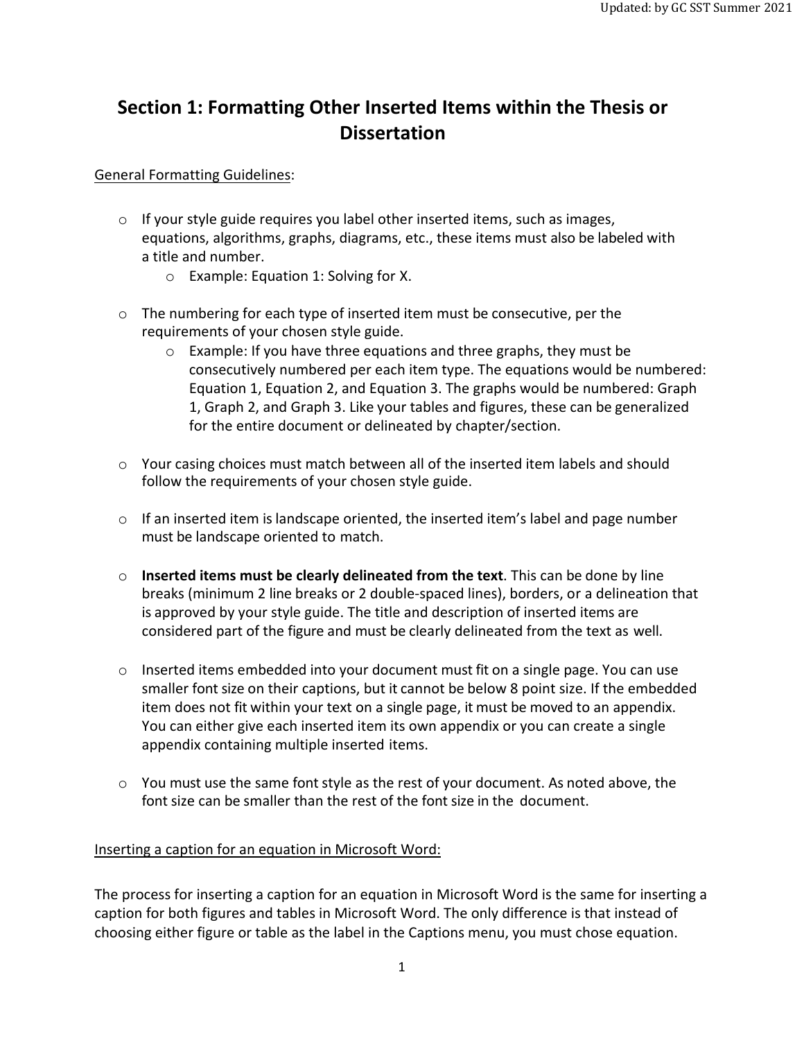# Section 1: Formatting Other Inserted Items within the Thesis or Dissertation

General Formatting Guidelines:

- If your style guide requires you label other inserted items, such as images, equations, algorithms, graphs, diagrams, etc., these items must also be labeled with a title and number.
  - Example: Equation 1: Solving for X.
- The numbering for each type of inserted item must be consecutive, per the requirements of your chosen style guide.
  - Example: If you have three equations and three graphs, they must be consecutively numbered per each item type. The equations would be numbered: Equation 1, Equation 2, and Equation 3. The graphs would be numbered: Graph 1, Graph 2, and Graph 3. Like your tables and figures, these can be generalized for the entire document or delineated by chapter/section.
- Your casing choices must match between all of the inserted item labels and should follow the requirements of your chosen style guide.
- If an inserted item is landscape oriented, the inserted item's label and page number must be landscape oriented to match.
- **Inserted items must be clearly delineated from the text**. This can be done by line breaks (minimum 2 line breaks or 2 double-spaced lines), borders, or a delineation that is approved by your style guide. The title and description of inserted items are considered part of the figure and must be clearly delineated from the text as well.
- Inserted items embedded into your document must fit on a single page. You can use smaller font size on their captions, but it cannot be below 8 point size. If the embedded item does not fit within your text on a single page, it must be moved to an appendix. You can either give each inserted item its own appendix or you can create a single appendix containing multiple inserted items.
- You must use the same font style as the rest of your document. As noted above, the font size can be smaller than the rest of the font size in the document.

Inserting a caption for an equation in Microsoft Word:

The process for inserting a caption for an equation in Microsoft Word is the same for inserting a caption for both figures and tables in Microsoft Word. The only difference is that instead of choosing either figure or table as the label in the Captions menu, you must chose equation.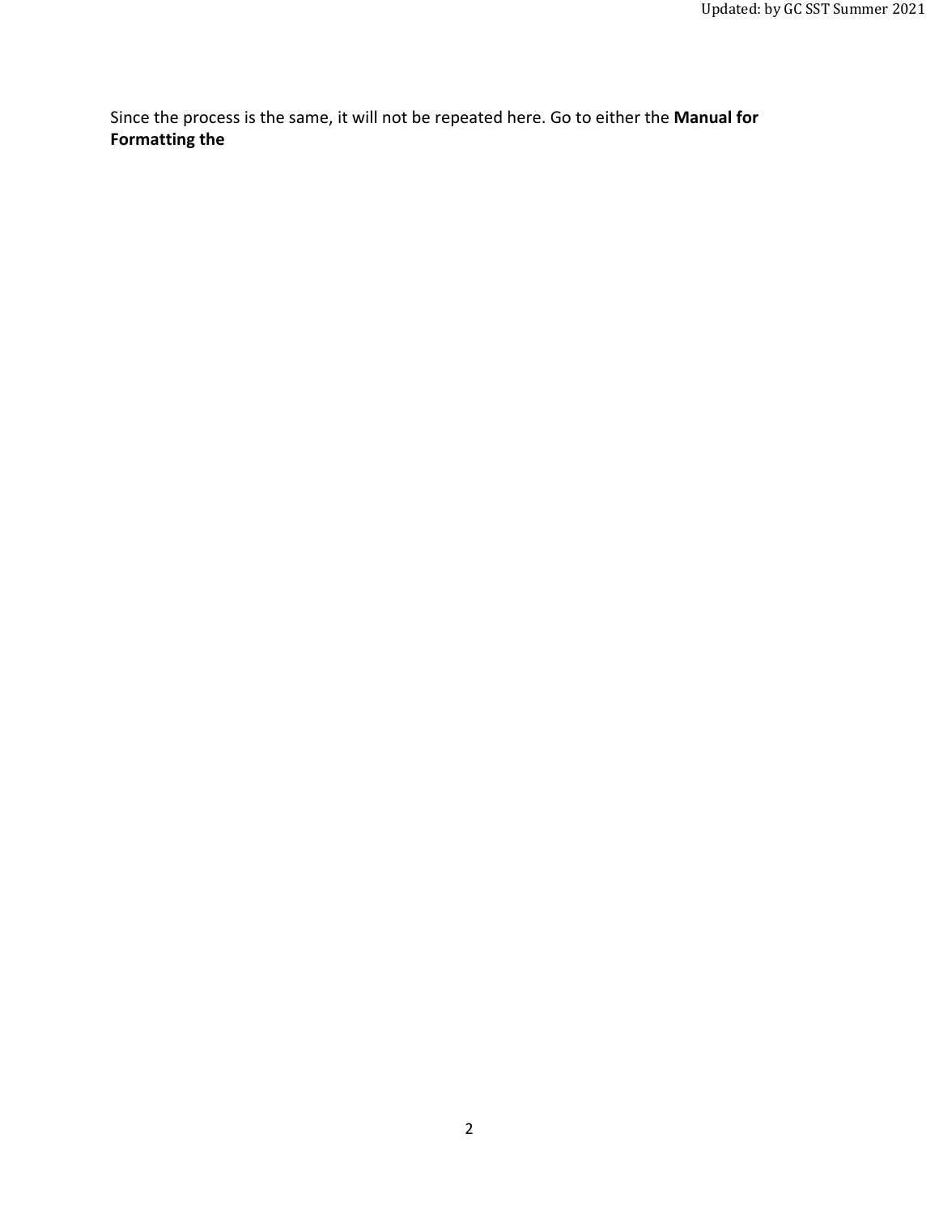Since the process is the same, it will not be repeated here. Go to either the **Manual for Formatting the**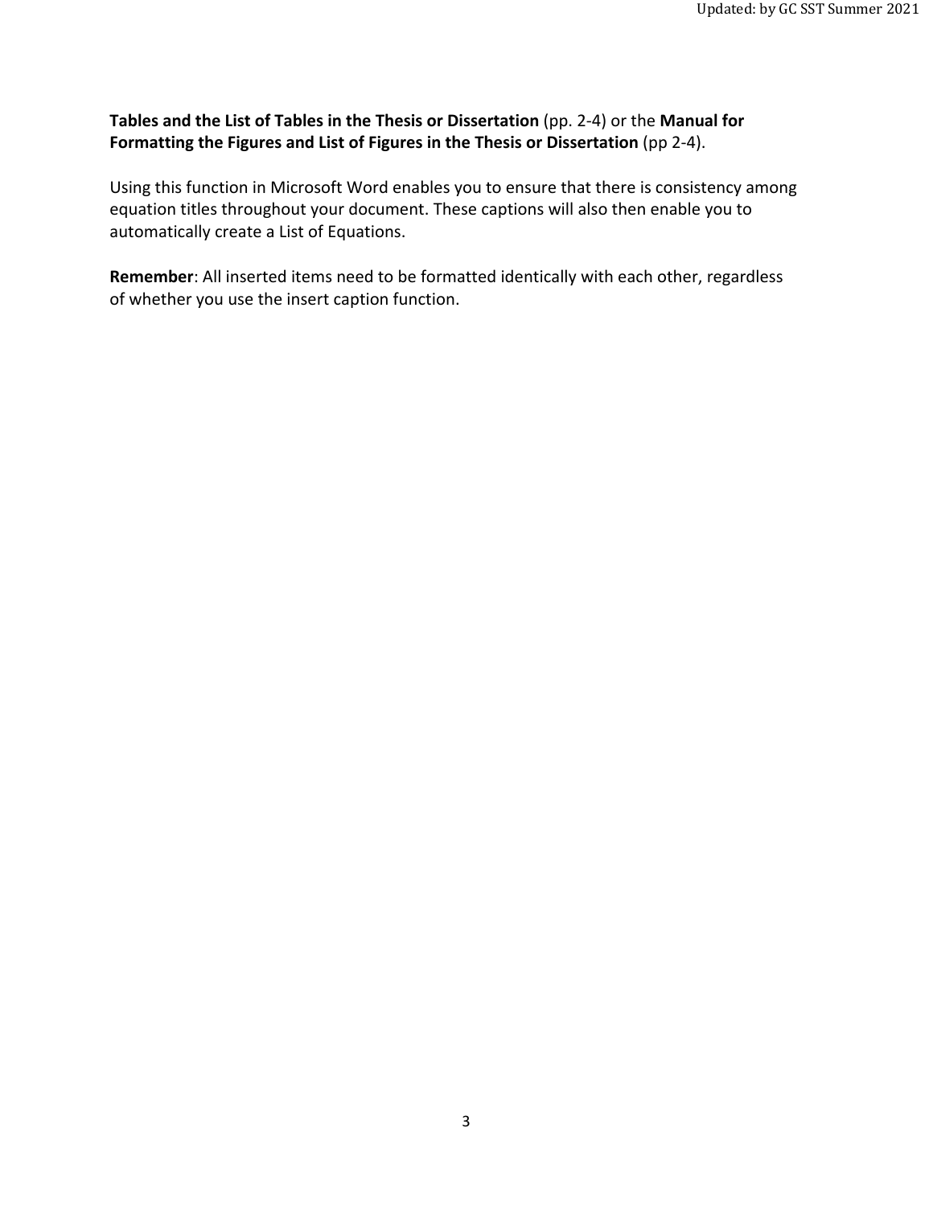**Tables and the List of Tables in the Thesis or Dissertation** (pp. 2-4) or the **Manual for Formatting the Figures and List of Figures in the Thesis or Dissertation** (pp 2-4).

Using this function in Microsoft Word enables you to ensure that there is consistency among equation titles throughout your document. These captions will also then enable you to automatically create a List of Equations.

**Remember**: All inserted items need to be formatted identically with each other, regardless of whether you use the insert caption function.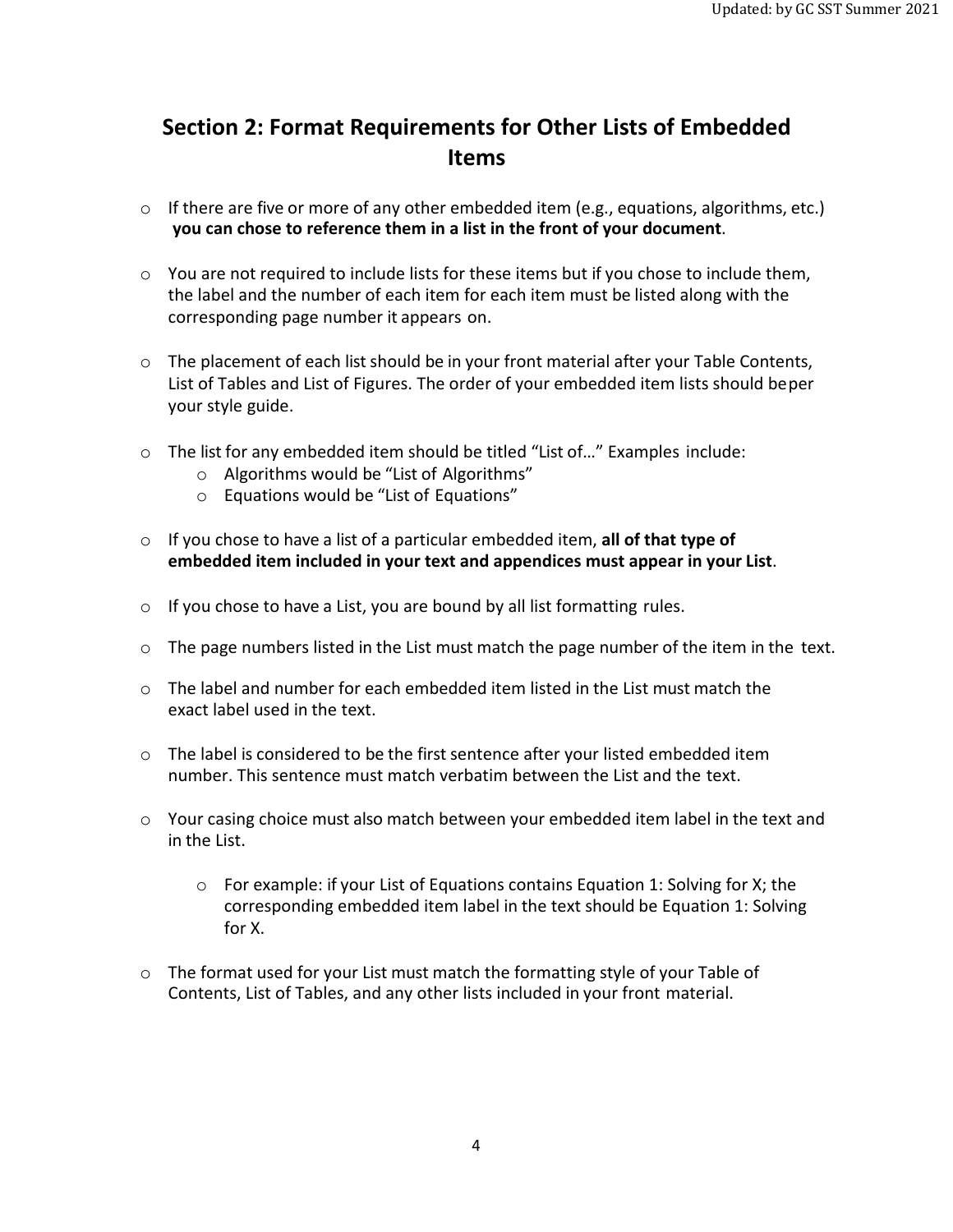## Section 2: Format Requirements for Other Lists of Embedded Items

- If there are five or more of any other embedded item (e.g., equations, algorithms, etc.) **you can chose to reference them in a list in the front of your document**.

- You are not required to include lists for these items but if you chose to include them, the label and the number of each item for each item must be listed along with the corresponding page number it appears on.

- The placement of each list should be in your front material after your Table Contents, List of Tables and List of Figures. The order of your embedded item lists should beper your style guide.

- The list for any embedded item should be titled "List of…" Examples include:
  - Algorithms would be "List of Algorithms"
  - Equations would be "List of Equations"

- If you chose to have a list of a particular embedded item, **all of that type of embedded item included in your text and appendices must appear in your List**.

- If you chose to have a List, you are bound by all list formatting rules.

- The page numbers listed in the List must match the page number of the item in the text.

- The label and number for each embedded item listed in the List must match the exact label used in the text.

- The label is considered to be the first sentence after your listed embedded item number. This sentence must match verbatim between the List and the text.

- Your casing choice must also match between your embedded item label in the text and in the List.
  - For example: if your List of Equations contains Equation 1: Solving for X; the corresponding embedded item label in the text should be Equation 1: Solving for X.

- The format used for your List must match the formatting style of your Table of Contents, List of Tables, and any other lists included in your front material.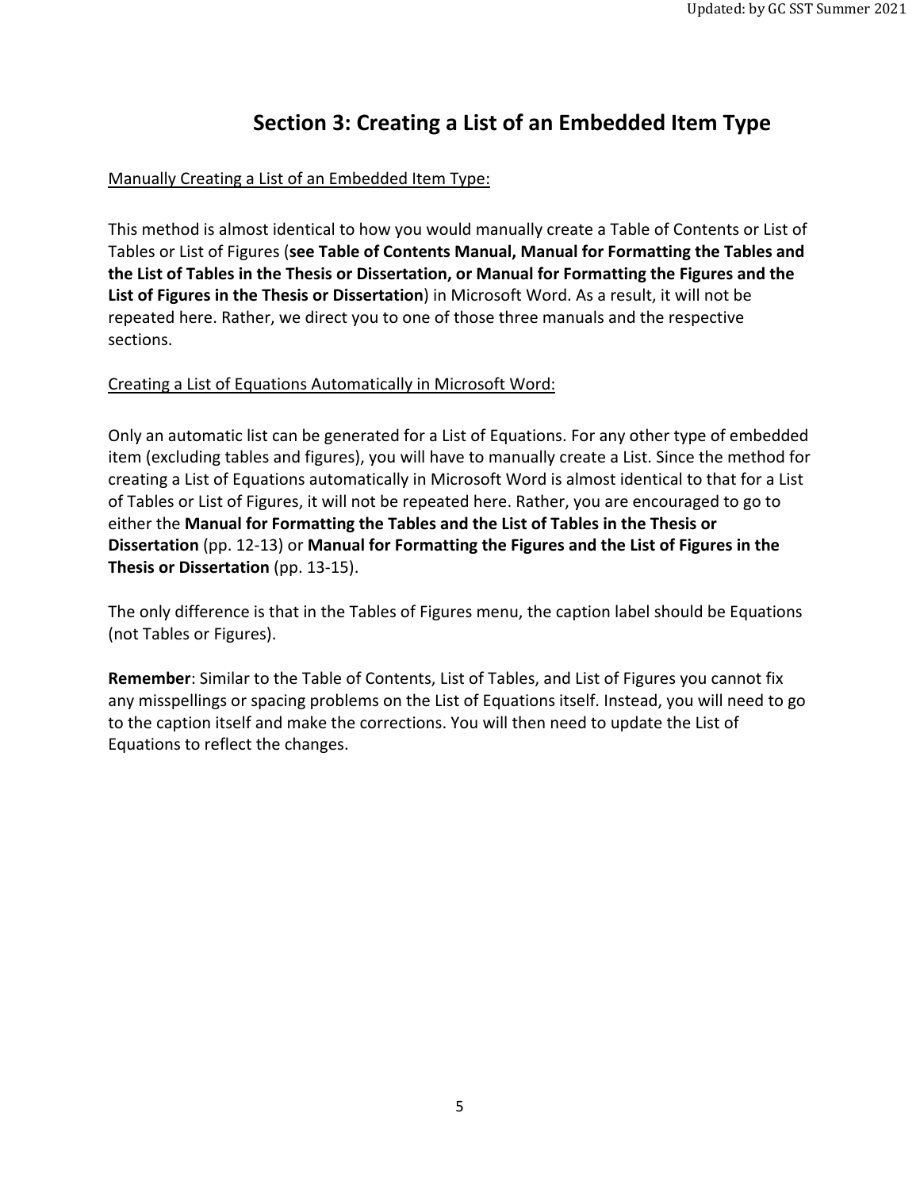# Section 3: Creating a List of an Embedded Item Type

Manually Creating a List of an Embedded Item Type:

This method is almost identical to how you would manually create a Table of Contents or List of Tables or List of Figures (**see Table of Contents Manual, Manual for Formatting the Tables and the List of Tables in the Thesis or Dissertation, or Manual for Formatting the Figures and the List of Figures in the Thesis or Dissertation**) in Microsoft Word. As a result, it will not be repeated here. Rather, we direct you to one of those three manuals and the respective sections.

Creating a List of Equations Automatically in Microsoft Word:

Only an automatic list can be generated for a List of Equations. For any other type of embedded item (excluding tables and figures), you will have to manually create a List. Since the method for creating a List of Equations automatically in Microsoft Word is almost identical to that for a List of Tables or List of Figures, it will not be repeated here. Rather, you are encouraged to go to either the **Manual for Formatting the Tables and the List of Tables in the Thesis or Dissertation** (pp. 12-13) or **Manual for Formatting the Figures and the List of Figures in the Thesis or Dissertation** (pp. 13-15).

The only difference is that in the Tables of Figures menu, the caption label should be Equations (not Tables or Figures).

**Remember**: Similar to the Table of Contents, List of Tables, and List of Figures you cannot fix any misspellings or spacing problems on the List of Equations itself. Instead, you will need to go to the caption itself and make the corrections. You will then need to update the List of Equations to reflect the changes.